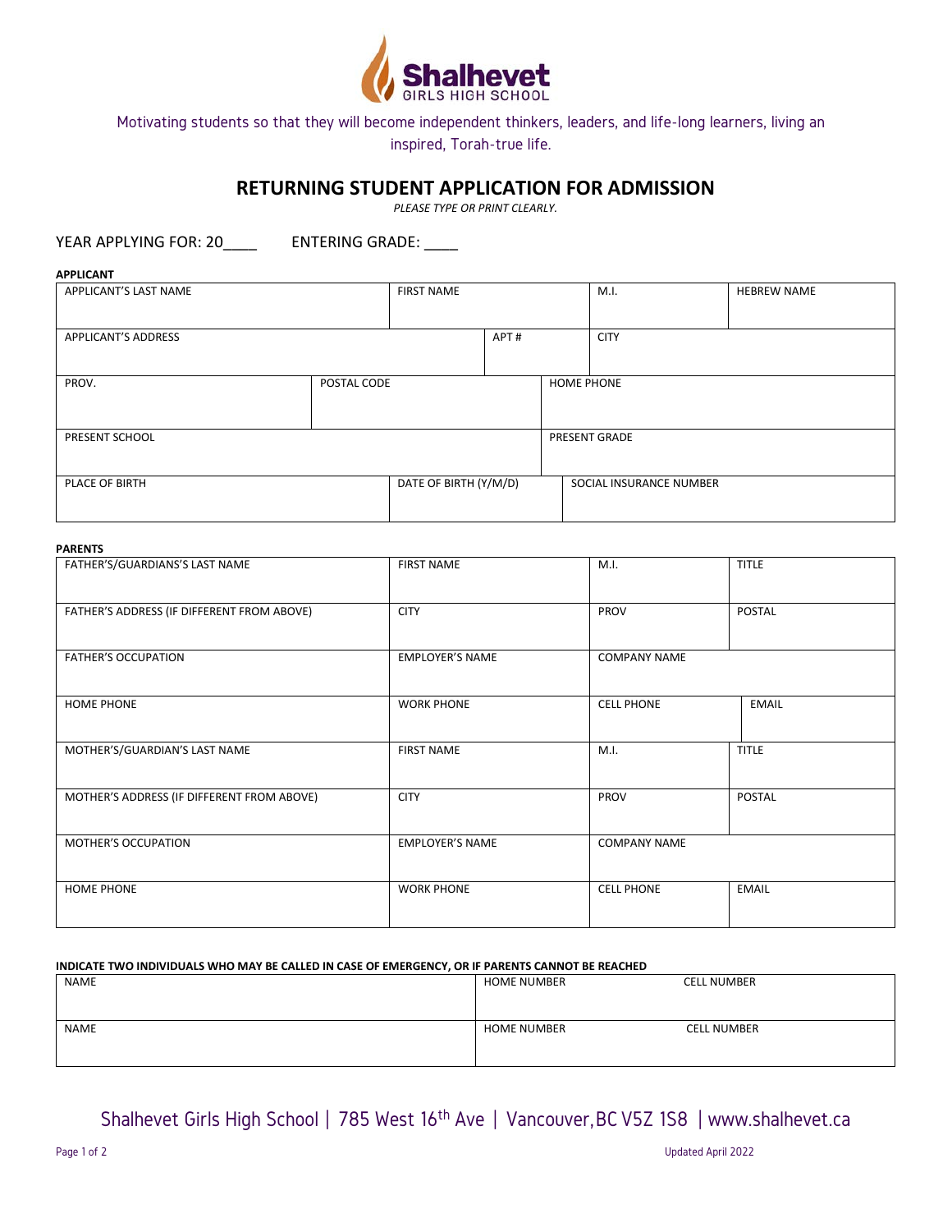Shalhevet
GIRLS HIGH SCHOOL

Motivating students so that they will become independent thinkers, leaders, and life-long learners, living an inspired, Torah-true life.

# RETURNING STUDENT APPLICATION FOR ADMISSION

*PLEASE TYPE OR PRINT CLEARLY.*

YEAR APPLYING FOR: 20____ ENTERING GRADE: ____

**APPLICANT**

| APPLICANT'S LAST NAME | FIRST NAME | M.I. | HEBREW NAME |
|---|---|---|---|
| | | | |

| APPLICANT'S ADDRESS | APT # | CITY |
|---|---|---|
| | | |

| PROV. | POSTAL CODE | HOME PHONE |
|---|---|---|
| | | |

| PRESENT SCHOOL | PRESENT GRADE |
|---|---|
| | |

| PLACE OF BIRTH | DATE OF BIRTH (Y/M/D) | SOCIAL INSURANCE NUMBER |
|---|---|---|
| | | |

**PARENTS**

| FATHER'S/GUARDIANS'S LAST NAME | FIRST NAME | M.I. | TITLE |
|---|---|---|---|
| FATHER'S ADDRESS (IF DIFFERENT FROM ABOVE) | CITY | PROV | POSTAL |
| FATHER'S OCCUPATION | EMPLOYER'S NAME | COMPANY NAME | |
| HOME PHONE | WORK PHONE | CELL PHONE | EMAIL |
| MOTHER'S/GUARDIAN'S LAST NAME | FIRST NAME | M.I. | TITLE |
| MOTHER'S ADDRESS (IF DIFFERENT FROM ABOVE) | CITY | PROV | POSTAL |
| MOTHER'S OCCUPATION | EMPLOYER'S NAME | COMPANY NAME | |
| HOME PHONE | WORK PHONE | CELL PHONE | EMAIL |

**INDICATE TWO INDIVIDUALS WHO MAY BE CALLED IN CASE OF EMERGENCY, OR IF PARENTS CANNOT BE REACHED**

| NAME | HOME NUMBER | CELL NUMBER |
|---|---|---|
| NAME | HOME NUMBER | CELL NUMBER |

Shalhevet Girls High School | 785 West 16th Ave | Vancouver, BC V5Z 1S8 | www.shalhevet.ca

Updated April 2022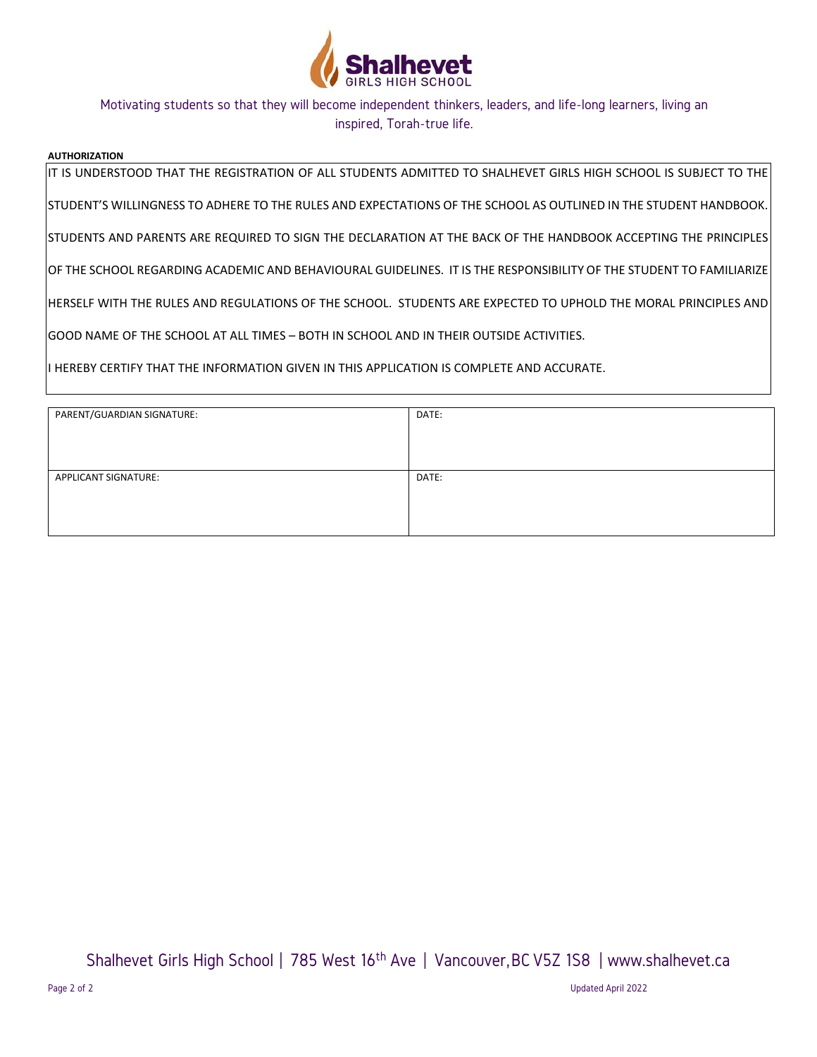# Shalhevet Girls High School

Motivating students so that they will become independent thinkers, leaders, and life-long learners, living an inspired, Torah-true life.

**AUTHORIZATION**

IT IS UNDERSTOOD THAT THE REGISTRATION OF ALL STUDENTS ADMITTED TO SHALHEVET GIRLS HIGH SCHOOL IS SUBJECT TO THE STUDENT'S WILLINGNESS TO ADHERE TO THE RULES AND EXPECTATIONS OF THE SCHOOL AS OUTLINED IN THE STUDENT HANDBOOK. STUDENTS AND PARENTS ARE REQUIRED TO SIGN THE DECLARATION AT THE BACK OF THE HANDBOOK ACCEPTING THE PRINCIPLES OF THE SCHOOL REGARDING ACADEMIC AND BEHAVIOURAL GUIDELINES. IT IS THE RESPONSIBILITY OF THE STUDENT TO FAMILIARIZE HERSELF WITH THE RULES AND REGULATIONS OF THE SCHOOL. STUDENTS ARE EXPECTED TO UPHOLD THE MORAL PRINCIPLES AND GOOD NAME OF THE SCHOOL AT ALL TIMES – BOTH IN SCHOOL AND IN THEIR OUTSIDE ACTIVITIES.

I HEREBY CERTIFY THAT THE INFORMATION GIVEN IN THIS APPLICATION IS COMPLETE AND ACCURATE.

| PARENT/GUARDIAN SIGNATURE: | DATE: |
|---|---|
| APPLICANT SIGNATURE: | DATE: |

Shalhevet Girls High School | 785 West 16th Ave | Vancouver, BC V5Z 1S8 | www.shalhevet.ca

Updated April 2022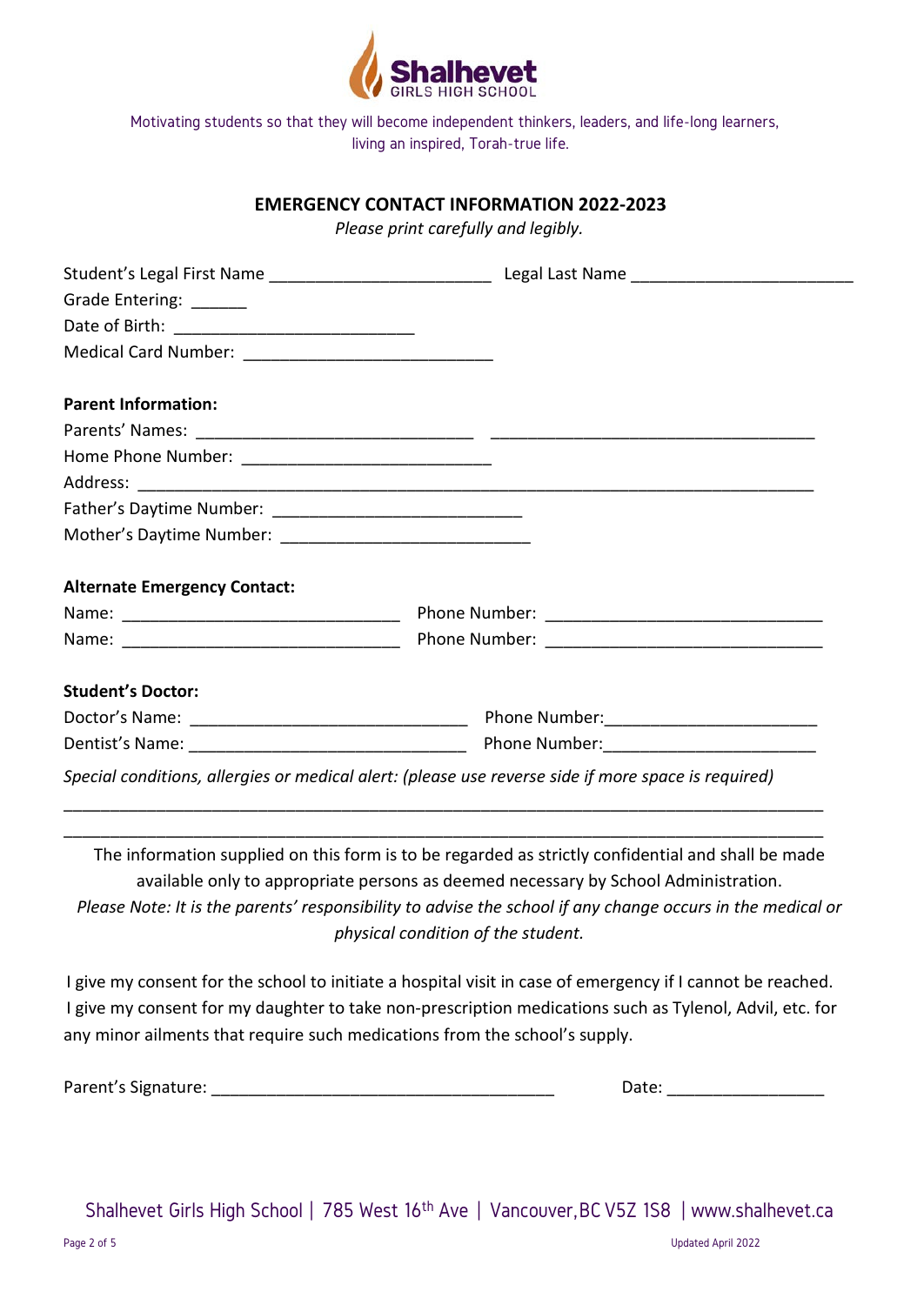**Shalhevet**
GIRLS HIGH SCHOOL

Motivating students so that they will become independent thinkers, leaders, and life-long learners, living an inspired, Torah-true life.

## EMERGENCY CONTACT INFORMATION 2022-2023

*Please print carefully and legibly.*

Student's Legal First Name ________________________ Legal Last Name ________________________

Grade Entering: ______

Date of Birth: __________________________

Medical Card Number: ___________________________

**Parent Information:**

Parents' Names: ______________________________ ___________________________________

Home Phone Number: ___________________________

Address: _________________________________________________________________________

Father's Daytime Number: __________________________

Mother's Daytime Number: __________________________

**Alternate Emergency Contact:**

Name: ______________________________ Phone Number: ______________________________

Name: ______________________________ Phone Number: ______________________________

**Student's Doctor:**

Doctor's Name: ______________________________ Phone Number:______________________

Dentist's Name: ______________________________ Phone Number:______________________

*Special conditions, allergies or medical alert: (please use reverse side if more space is required)*

_________________________________________________________________________________

_________________________________________________________________________________

The information supplied on this form is to be regarded as strictly confidential and shall be made available only to appropriate persons as deemed necessary by School Administration.

*Please Note: It is the parents' responsibility to advise the school if any change occurs in the medical or physical condition of the student.*

I give my consent for the school to initiate a hospital visit in case of emergency if I cannot be reached.
I give my consent for my daughter to take non-prescription medications such as Tylenol, Advil, etc. for any minor ailments that require such medications from the school's supply.

Parent's Signature: _____________________________________ Date: _________________

Shalhevet Girls High School | 785 West 16th Ave | Vancouver, BC V5Z 1S8 | www.shalhevet.ca

Updated April 2022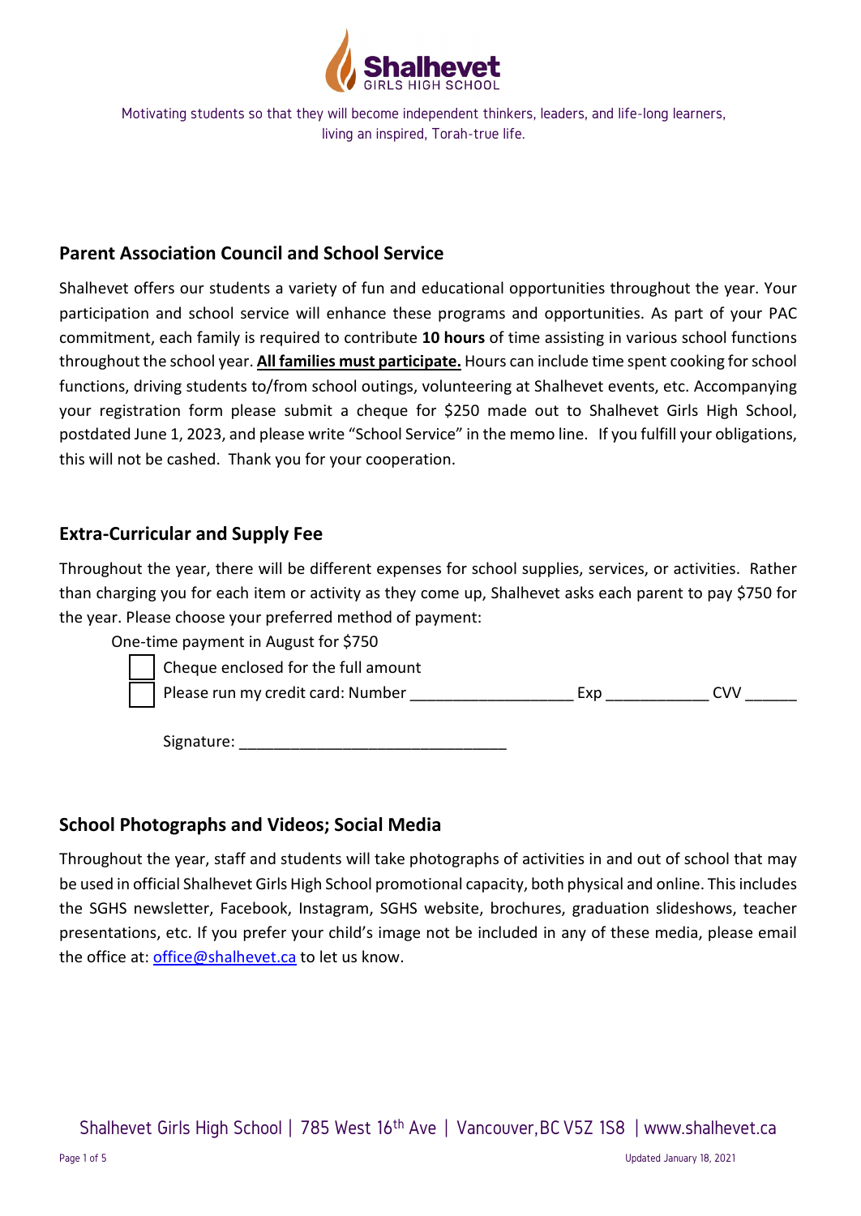Motivating students so that they will become independent thinkers, leaders, and life-long learners, living an inspired, Torah-true life.

## Parent Association Council and School Service

Shalhevet offers our students a variety of fun and educational opportunities throughout the year. Your participation and school service will enhance these programs and opportunities. As part of your PAC commitment, each family is required to contribute **10 hours** of time assisting in various school functions throughout the school year. **<u>All families must participate.</u>** Hours can include time spent cooking for school functions, driving students to/from school outings, volunteering at Shalhevet events, etc. Accompanying your registration form please submit a cheque for $250 made out to Shalhevet Girls High School, postdated June 1, 2023, and please write "School Service" in the memo line. If you fulfill your obligations, this will not be cashed. Thank you for your cooperation.

## Extra-Curricular and Supply Fee

Throughout the year, there will be different expenses for school supplies, services, or activities. Rather than charging you for each item or activity as they come up, Shalhevet asks each parent to pay $750 for the year. Please choose your preferred method of payment:

One-time payment in August for $750

- [ ] Cheque enclosed for the full amount
- [ ] Please run my credit card: Number ___________________ Exp ____________ CVV ______

Signature: _______________________________

## School Photographs and Videos; Social Media

Throughout the year, staff and students will take photographs of activities in and out of school that may be used in official Shalhevet Girls High School promotional capacity, both physical and online. This includes the SGHS newsletter, Facebook, Instagram, SGHS website, brochures, graduation slideshows, teacher presentations, etc. If you prefer your child's image not be included in any of these media, please email the office at: office@shalhevet.ca to let us know.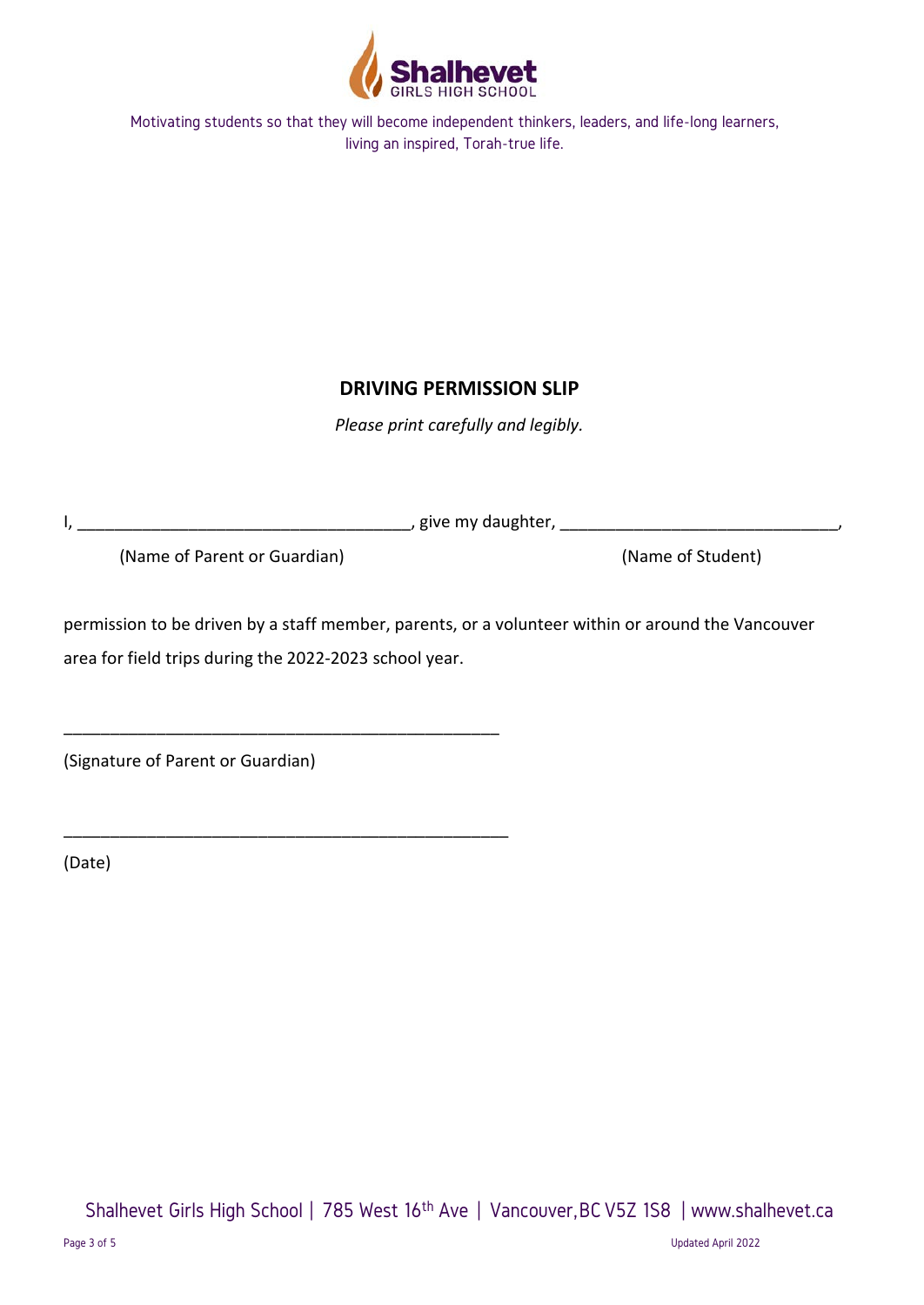Motivating students so that they will become independent thinkers, leaders, and life-long learners, living an inspired, Torah-true life.

## DRIVING PERMISSION SLIP

*Please print carefully and legibly.*

I, ____________________________________, give my daughter, ______________________________,

(Name of Parent or Guardian) (Name of Student)

permission to be driven by a staff member, parents, or a volunteer within or around the Vancouver area for field trips during the 2022-2023 school year.

_______________________________________________

(Signature of Parent or Guardian)

_______________________________________________

(Date)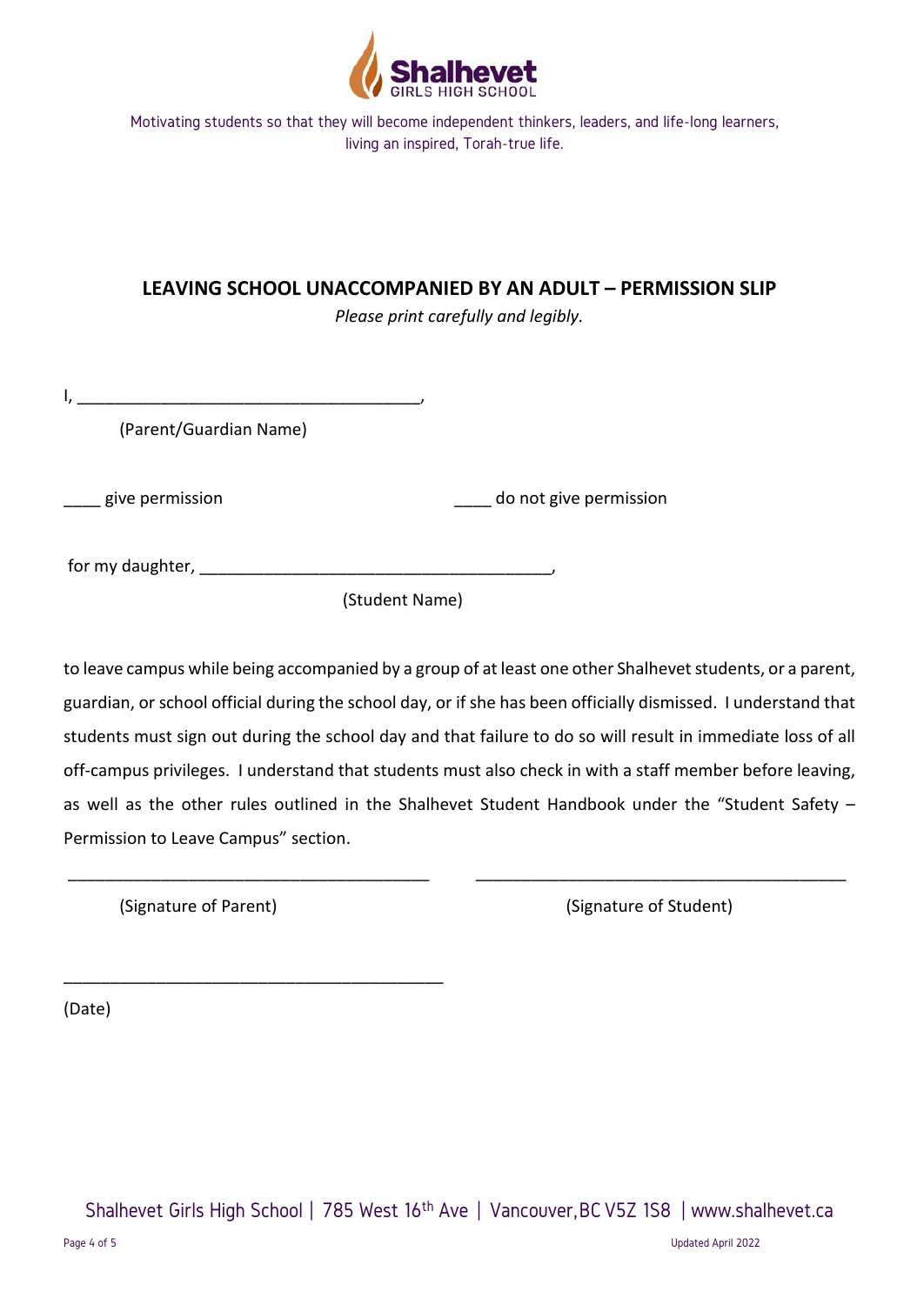Shalhevet GIRLS HIGH SCHOOL

Motivating students so that they will become independent thinkers, leaders, and life-long learners, living an inspired, Torah-true life.

## LEAVING SCHOOL UNACCOMPANIED BY AN ADULT – PERMISSION SLIP

*Please print carefully and legibly.*

I, ______________________________________,
(Parent/Guardian Name)

____ give permission ____ do not give permission

for my daughter, ______________________________________,
(Student Name)

to leave campus while being accompanied by a group of at least one other Shalhevet students, or a parent, guardian, or school official during the school day, or if she has been officially dismissed. I understand that students must sign out during the school day and that failure to do so will result in immediate loss of all off-campus privileges. I understand that students must also check in with a staff member before leaving, as well as the other rules outlined in the Shalhevet Student Handbook under the "Student Safety – Permission to Leave Campus" section.

________________________________________ ________________________________________
(Signature of Parent) (Signature of Student)

________________________________________
(Date)

Shalhevet Girls High School | 785 West 16th Ave | Vancouver, BC V5Z 1S8 | www.shalhevet.ca

Updated April 2022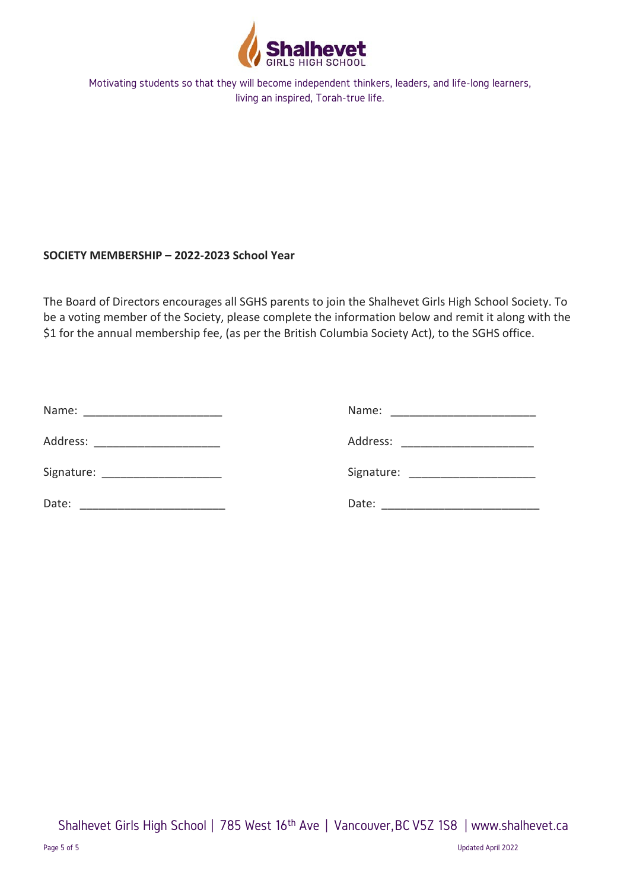Motivating students so that they will become independent thinkers, leaders, and life-long learners, living an inspired, Torah-true life.

**SOCIETY MEMBERSHIP – 2022-2023 School Year**

The Board of Directors encourages all SGHS parents to join the Shalhevet Girls High School Society. To be a voting member of the Society, please complete the information below and remit it along with the $1 for the annual membership fee, (as per the British Columbia Society Act), to the SGHS office.

Name: ______________________

Address: ____________________

Signature: ___________________

Date: _______________________

Name: ______________________

Address: ____________________

Signature: ___________________

Date: _______________________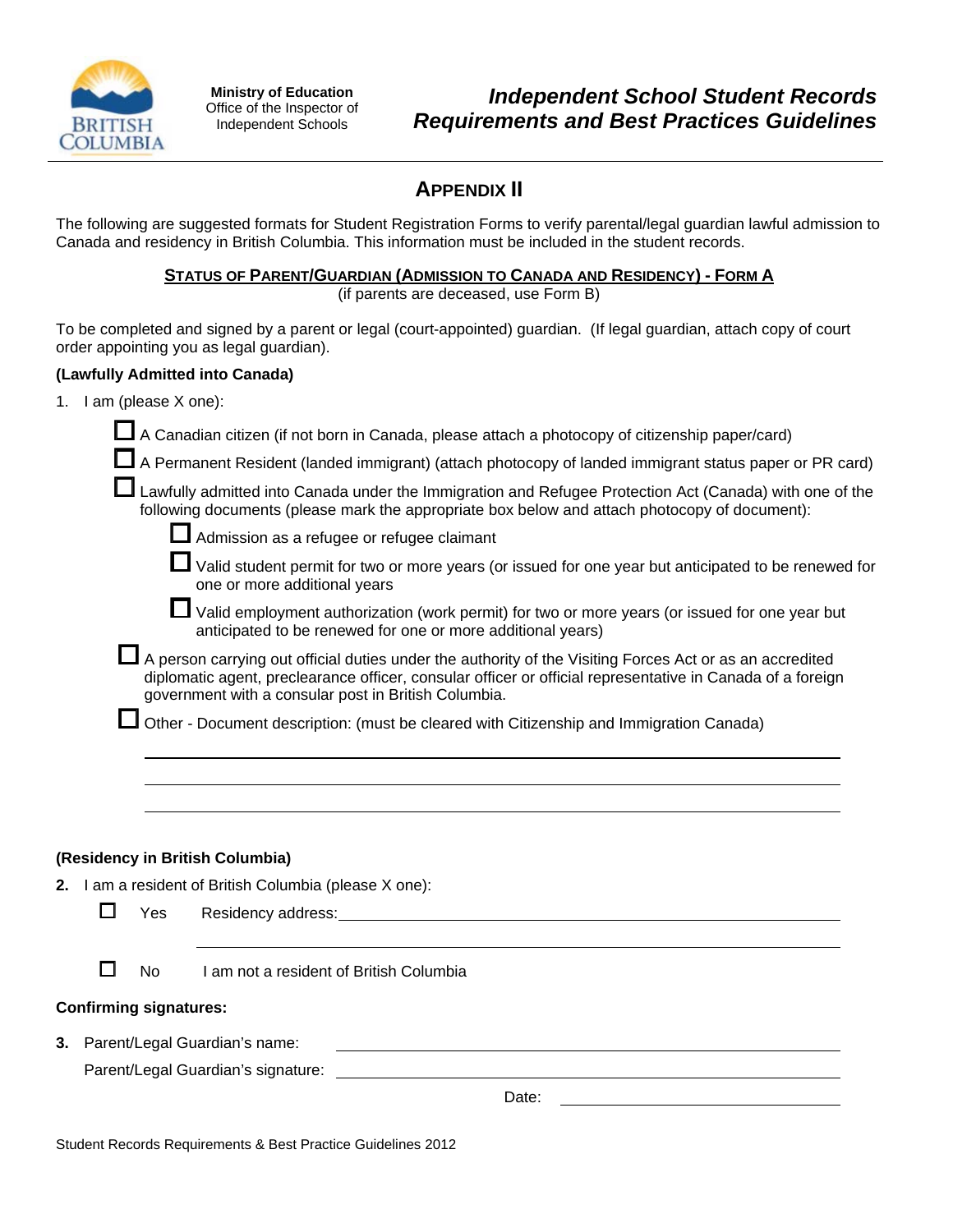Ministry of Education
Office of the Inspector of Independent Schools

***Independent School Student Records Requirements and Best Practices Guidelines***

## APPENDIX II

The following are suggested formats for Student Registration Forms to verify parental/legal guardian lawful admission to Canada and residency in British Columbia. This information must be included in the student records.

### STATUS OF PARENT/GUARDIAN (ADMISSION TO CANADA AND RESIDENCY) - FORM A

(if parents are deceased, use Form B)

To be completed and signed by a parent or legal (court-appointed) guardian. (If legal guardian, attach copy of court order appointing you as legal guardian).

**(Lawfully Admitted into Canada)**

1. I am (please X one):

- ☐ A Canadian citizen (if not born in Canada, please attach a photocopy of citizenship paper/card)
- ☐ A Permanent Resident (landed immigrant) (attach photocopy of landed immigrant status paper or PR card)
- ☐ Lawfully admitted into Canada under the Immigration and Refugee Protection Act (Canada) with one of the following documents (please mark the appropriate box below and attach photocopy of document):
  - ☐ Admission as a refugee or refugee claimant
  - ☐ Valid student permit for two or more years (or issued for one year but anticipated to be renewed for one or more additional years
  - ☐ Valid employment authorization (work permit) for two or more years (or issued for one year but anticipated to be renewed for one or more additional years)
- ☐ A person carrying out official duties under the authority of the Visiting Forces Act or as an accredited diplomatic agent, preclearance officer, consular officer or official representative in Canada of a foreign government with a consular post in British Columbia.
- ☐ Other - Document description: (must be cleared with Citizenship and Immigration Canada)

  ______________________________________________

  ______________________________________________

  ______________________________________________

**(Residency in British Columbia)**

**2.** I am a resident of British Columbia (please X one):

- ☐ Yes Residency address: ______________________________________________

  ______________________________________________

- ☐ No I am not a resident of British Columbia

**Confirming signatures:**

**3.** Parent/Legal Guardian's name: ______________________________________________

Parent/Legal Guardian's signature: ______________________________________________

Date: ______________________